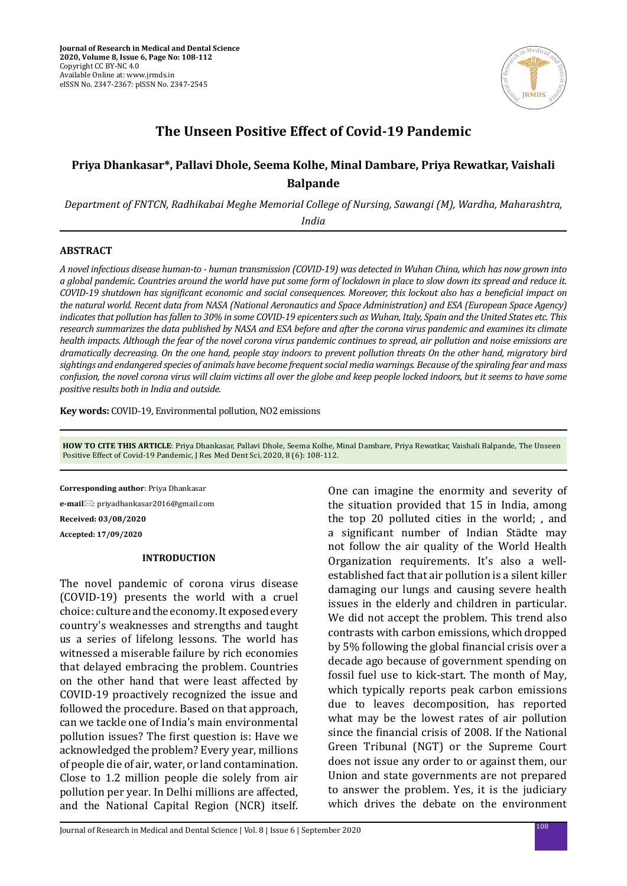# The Unseen Positive Effect of Covid-19 Pandemic

**Priya Dhankasar\*, Pallavi Dhole, Seema Kolhe, Minal Dambare, Priya Rewatkar, Vaishali Balpande**

*Department of FNTCN, Radhikabai Meghe Memorial College of Nursing, Sawangi (M), Wardha, Maharashtra, India*

## ABSTRACT

*A novel infectious disease human-to - human transmission (COVID-19) was detected in Wuhan China, which has now grown into a global pandemic. Countries around the world have put some form of lockdown in place to slow down its spread and reduce it. COVID-19 shutdown has significant economic and social consequences. Moreover, this lockout also has a beneficial impact on the natural world. Recent data from NASA (National Aeronautics and Space Administration) and ESA (European Space Agency) indicates that pollution has fallen to 30% in some COVID-19 epicenters such as Wuhan, Italy, Spain and the United States etc. This research summarizes the data published by NASA and ESA before and after the corona virus pandemic and examines its climate health impacts. Although the fear of the novel corona virus pandemic continues to spread, air pollution and noise emissions are dramatically decreasing. On the one hand, people stay indoors to prevent pollution threats On the other hand, migratory bird sightings and endangered species of animals have become frequent social media warnings. Because of the spiraling fear and mass confusion, the novel corona virus will claim victims all over the globe and keep people locked indoors, but it seems to have some positive results both in India and outside.*

**Key words:** COVID-19, Environmental pollution, NO2 emissions

**HOW TO CITE THIS ARTICLE**: Priya Dhankasar, Pallavi Dhole, Seema Kolhe, Minal Dambare, Priya Rewatkar, Vaishali Balpande, The Unseen Positive Effect of Covid-19 Pandemic, J Res Med Dent Sci, 2020, 8 (6): 108-112.

**Corresponding author**: Priya Dhankasar

**e-mail**: priyadhankasar2016@gmail.com

**Received: 03/08/2020**

**Accepted: 17/09/2020**

## INTRODUCTION

The novel pandemic of corona virus disease (COVID-19) presents the world with a cruel choice: culture and the economy. It exposed every country's weaknesses and strengths and taught us a series of lifelong lessons. The world has witnessed a miserable failure by rich economies that delayed embracing the problem. Countries on the other hand that were least affected by COVID-19 proactively recognized the issue and followed the procedure. Based on that approach, can we tackle one of India's main environmental pollution issues? The first question is: Have we acknowledged the problem? Every year, millions of people die of air, water, or land contamination. Close to 1.2 million people die solely from air pollution per year. In Delhi millions are affected, and the National Capital Region (NCR) itself. One can imagine the enormity and severity of the situation provided that 15 in India, among the top 20 polluted cities in the world; , and a significant number of Indian Städte may not follow the air quality of the World Health Organization requirements. It's also a well-established fact that air pollution is a silent killer damaging our lungs and causing severe health issues in the elderly and children in particular. We did not accept the problem. This trend also contrasts with carbon emissions, which dropped by 5% following the global financial crisis over a decade ago because of government spending on fossil fuel use to kick-start. The month of May, which typically reports peak carbon emissions due to leaves decomposition, has reported what may be the lowest rates of air pollution since the financial crisis of 2008. If the National Green Tribunal (NGT) or the Supreme Court does not issue any order to or against them, our Union and state governments are not prepared to answer the problem. Yes, it is the judiciary which drives the debate on the environment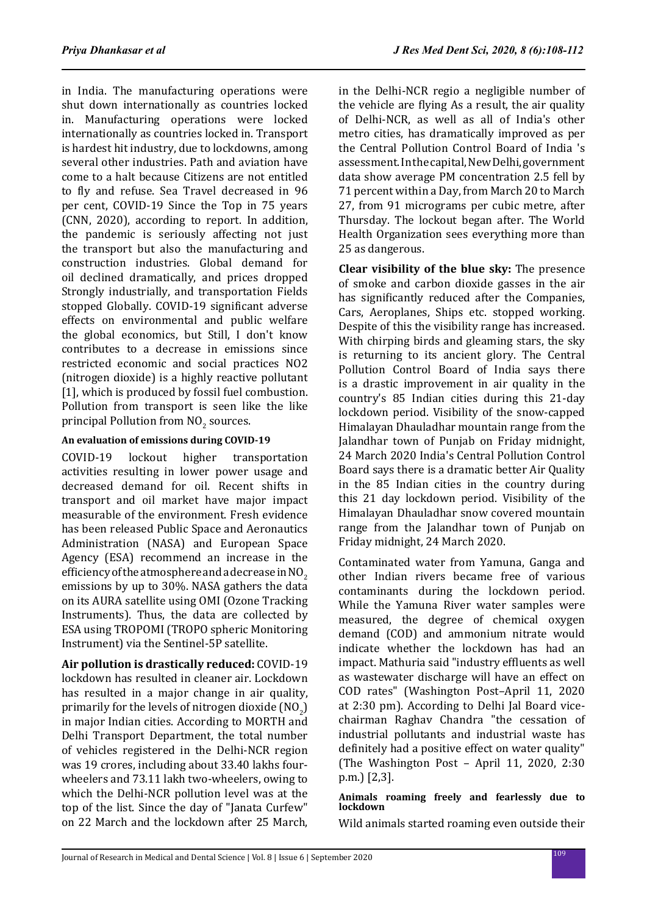in India. The manufacturing operations were shut down internationally as countries locked in. Manufacturing operations were locked internationally as countries locked in. Transport is hardest hit industry, due to lockdowns, among several other industries. Path and aviation have come to a halt because Citizens are not entitled to fly and refuse. Sea Travel decreased in 96 per cent, COVID-19 Since the Top in 75 years (CNN, 2020), according to report. In addition, the pandemic is seriously affecting not just the transport but also the manufacturing and construction industries. Global demand for oil declined dramatically, and prices dropped Strongly industrially, and transportation Fields stopped Globally. COVID-19 significant adverse effects on environmental and public welfare the global economics, but Still, I don't know contributes to a decrease in emissions since restricted economic and social practices NO2 (nitrogen dioxide) is a highly reactive pollutant [1], which is produced by fossil fuel combustion. Pollution from transport is seen like the like principal Pollution from $NO_2$ sources.

#### An evaluation of emissions during COVID-19

COVID-19 lockout higher transportation activities resulting in lower power usage and decreased demand for oil. Recent shifts in transport and oil market have major impact measurable of the environment. Fresh evidence has been released Public Space and Aeronautics Administration (NASA) and European Space Agency (ESA) recommend an increase in the efficiency of the atmosphere and a decrease in $NO_2$ emissions by up to 30%. NASA gathers the data on its AURA satellite using OMI (Ozone Tracking Instruments). Thus, the data are collected by ESA using TROPOMI (TROPO spheric Monitoring Instrument) via the Sentinel-5P satellite.

**Air pollution is drastically reduced:** COVID-19 lockdown has resulted in cleaner air. Lockdown has resulted in a major change in air quality, primarily for the levels of nitrogen dioxide ($NO_2$) in major Indian cities. According to MORTH and Delhi Transport Department, the total number of vehicles registered in the Delhi-NCR region was 19 crores, including about 33.40 lakhs four-wheelers and 73.11 lakh two-wheelers, owing to which the Delhi-NCR pollution level was at the top of the list. Since the day of "Janata Curfew" on 22 March and the lockdown after 25 March, in the Delhi-NCR regio a negligible number of the vehicle are flying As a result, the air quality of Delhi-NCR, as well as all of India's other metro cities, has dramatically improved as per the Central Pollution Control Board of India 's assessment. In the capital, New Delhi, government data show average PM concentration 2.5 fell by 71 percent within a Day, from March 20 to March 27, from 91 micrograms per cubic metre, after Thursday. The lockout began after. The World Health Organization sees everything more than 25 as dangerous.

**Clear visibility of the blue sky:** The presence of smoke and carbon dioxide gasses in the air has significantly reduced after the Companies, Cars, Aeroplanes, Ships etc. stopped working. Despite of this the visibility range has increased. With chirping birds and gleaming stars, the sky is returning to its ancient glory. The Central Pollution Control Board of India says there is a drastic improvement in air quality in the country's 85 Indian cities during this 21-day lockdown period. Visibility of the snow-capped Himalayan Dhauladhar mountain range from the Jalandhar town of Punjab on Friday midnight, 24 March 2020 India's Central Pollution Control Board says there is a dramatic better Air Quality in the 85 Indian cities in the country during this 21 day lockdown period. Visibility of the Himalayan Dhauladhar snow covered mountain range from the Jalandhar town of Punjab on Friday midnight, 24 March 2020.

Contaminated water from Yamuna, Ganga and other Indian rivers became free of various contaminants during the lockdown period. While the Yamuna River water samples were measured, the degree of chemical oxygen demand (COD) and ammonium nitrate would indicate whether the lockdown has had an impact. Mathuria said "industry effluents as well as wastewater discharge will have an effect on COD rates" (Washington Post–April 11, 2020 at 2:30 pm). According to Delhi Jal Board vice-chairman Raghav Chandra "the cessation of industrial pollutants and industrial waste has definitely had a positive effect on water quality" (The Washington Post – April 11, 2020, 2:30 p.m.) [2,3].

#### Animals roaming freely and fearlessly due to lockdown

Wild animals started roaming even outside their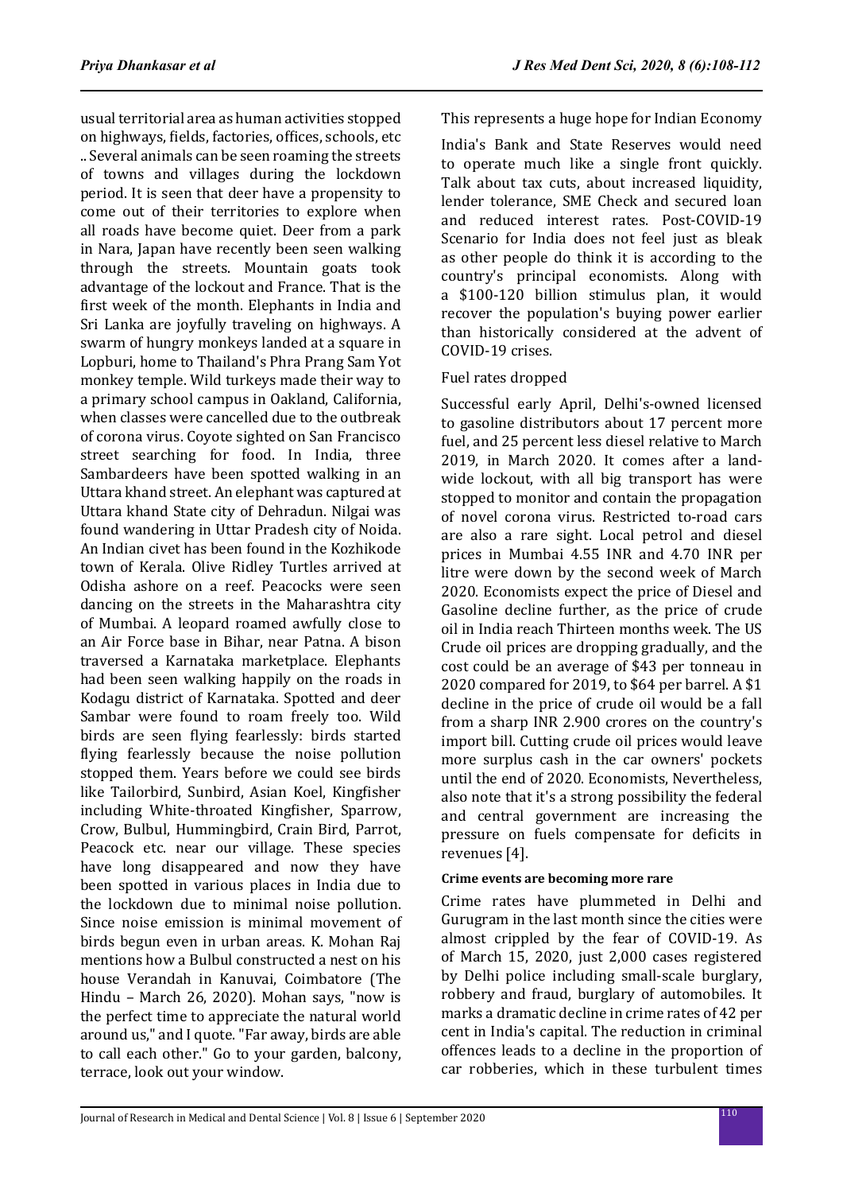usual territorial area as human activities stopped on highways, fields, factories, offices, schools, etc .. Several animals can be seen roaming the streets of towns and villages during the lockdown period. It is seen that deer have a propensity to come out of their territories to explore when all roads have become quiet. Deer from a park in Nara, Japan have recently been seen walking through the streets. Mountain goats took advantage of the lockout and France. That is the first week of the month. Elephants in India and Sri Lanka are joyfully traveling on highways. A swarm of hungry monkeys landed at a square in Lopburi, home to Thailand's Phra Prang Sam Yot monkey temple. Wild turkeys made their way to a primary school campus in Oakland, California, when classes were cancelled due to the outbreak of corona virus. Coyote sighted on San Francisco street searching for food. In India, three Sambardeers have been spotted walking in an Uttara khand street. An elephant was captured at Uttara khand State city of Dehradun. Nilgai was found wandering in Uttar Pradesh city of Noida. An Indian civet has been found in the Kozhikode town of Kerala. Olive Ridley Turtles arrived at Odisha ashore on a reef. Peacocks were seen dancing on the streets in the Maharashtra city of Mumbai. A leopard roamed awfully close to an Air Force base in Bihar, near Patna. A bison traversed a Karnataka marketplace. Elephants had been seen walking happily on the roads in Kodagu district of Karnataka. Spotted and deer Sambar were found to roam freely too. Wild birds are seen flying fearlessly: birds started flying fearlessly because the noise pollution stopped them. Years before we could see birds like Tailorbird, Sunbird, Asian Koel, Kingfisher including White-throated Kingfisher, Sparrow, Crow, Bulbul, Hummingbird, Crain Bird, Parrot, Peacock etc. near our village. These species have long disappeared and now they have been spotted in various places in India due to the lockdown due to minimal noise pollution. Since noise emission is minimal movement of birds begun even in urban areas. K. Mohan Raj mentions how a Bulbul constructed a nest on his house Verandah in Kanuvai, Coimbatore (The Hindu – March 26, 2020). Mohan says, "now is the perfect time to appreciate the natural world around us," and I quote. "Far away, birds are able to call each other." Go to your garden, balcony, terrace, look out your window.

This represents a huge hope for Indian Economy

India's Bank and State Reserves would need to operate much like a single front quickly. Talk about tax cuts, about increased liquidity, lender tolerance, SME Check and secured loan and reduced interest rates. Post-COVID-19 Scenario for India does not feel just as bleak as other people do think it is according to the country's principal economists. Along with a $100-120 billion stimulus plan, it would recover the population's buying power earlier than historically considered at the advent of COVID-19 crises.

Fuel rates dropped

Successful early April, Delhi's-owned licensed to gasoline distributors about 17 percent more fuel, and 25 percent less diesel relative to March 2019, in March 2020. It comes after a land-wide lockout, with all big transport has were stopped to monitor and contain the propagation of novel corona virus. Restricted to-road cars are also a rare sight. Local petrol and diesel prices in Mumbai 4.55 INR and 4.70 INR per litre were down by the second week of March 2020. Economists expect the price of Diesel and Gasoline decline further, as the price of crude oil in India reach Thirteen months week. The US Crude oil prices are dropping gradually, and the cost could be an average of $43 per tonneau in 2020 compared for 2019, to $64 per barrel. A $1 decline in the price of crude oil would be a fall from a sharp INR 2.900 crores on the country's import bill. Cutting crude oil prices would leave more surplus cash in the car owners' pockets until the end of 2020. Economists, Nevertheless, also note that it's a strong possibility the federal and central government are increasing the pressure on fuels compensate for deficits in revenues [4].

**Crime events are becoming more rare**

Crime rates have plummeted in Delhi and Gurugram in the last month since the cities were almost crippled by the fear of COVID-19. As of March 15, 2020, just 2,000 cases registered by Delhi police including small-scale burglary, robbery and fraud, burglary of automobiles. It marks a dramatic decline in crime rates of 42 per cent in India's capital. The reduction in criminal offences leads to a decline in the proportion of car robberies, which in these turbulent times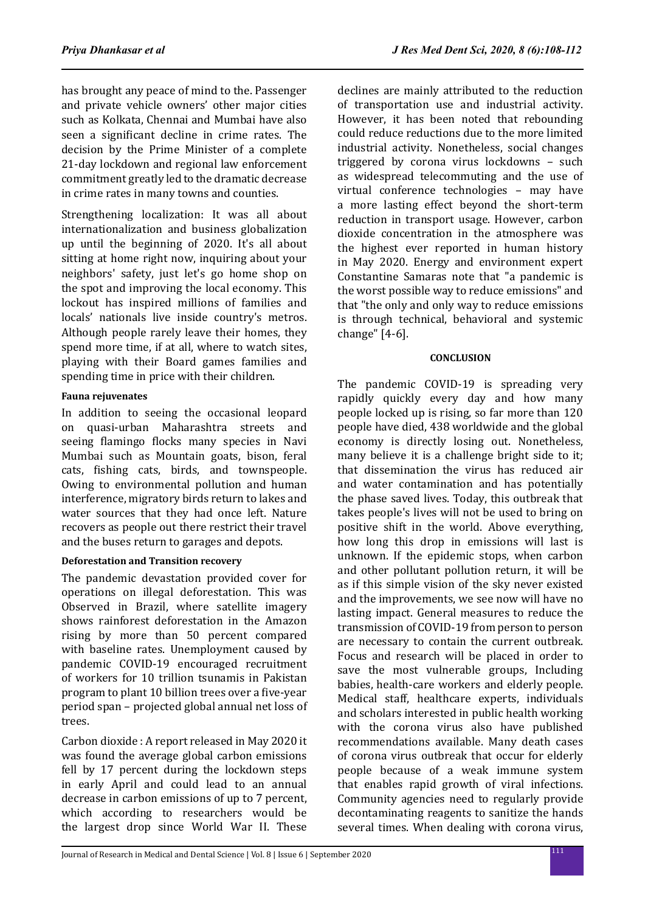has brought any peace of mind to the. Passenger and private vehicle owners' other major cities such as Kolkata, Chennai and Mumbai have also seen a significant decline in crime rates. The decision by the Prime Minister of a complete 21-day lockdown and regional law enforcement commitment greatly led to the dramatic decrease in crime rates in many towns and counties.

Strengthening localization: It was all about internationalization and business globalization up until the beginning of 2020. It's all about sitting at home right now, inquiring about your neighbors' safety, just let's go home shop on the spot and improving the local economy. This lockout has inspired millions of families and locals' nationals live inside country's metros. Although people rarely leave their homes, they spend more time, if at all, where to watch sites, playing with their Board games families and spending time in price with their children.

#### Fauna rejuvenates

In addition to seeing the occasional leopard on quasi-urban Maharashtra streets and seeing flamingo flocks many species in Navi Mumbai such as Mountain goats, bison, feral cats, fishing cats, birds, and townspeople. Owing to environmental pollution and human interference, migratory birds return to lakes and water sources that they had once left. Nature recovers as people out there restrict their travel and the buses return to garages and depots.

#### Deforestation and Transition recovery

The pandemic devastation provided cover for operations on illegal deforestation. This was Observed in Brazil, where satellite imagery shows rainforest deforestation in the Amazon rising by more than 50 percent compared with baseline rates. Unemployment caused by pandemic COVID-19 encouraged recruitment of workers for 10 trillion tsunamis in Pakistan program to plant 10 billion trees over a five-year period span – projected global annual net loss of trees.

Carbon dioxide : A report released in May 2020 it was found the average global carbon emissions fell by 17 percent during the lockdown steps in early April and could lead to an annual decrease in carbon emissions of up to 7 percent, which according to researchers would be the largest drop since World War II. These declines are mainly attributed to the reduction of transportation use and industrial activity. However, it has been noted that rebounding could reduce reductions due to the more limited industrial activity. Nonetheless, social changes triggered by corona virus lockdowns – such as widespread telecommuting and the use of virtual conference technologies – may have a more lasting effect beyond the short-term reduction in transport usage. However, carbon dioxide concentration in the atmosphere was the highest ever reported in human history in May 2020. Energy and environment expert Constantine Samaras note that "a pandemic is the worst possible way to reduce emissions" and that "the only and only way to reduce emissions is through technical, behavioral and systemic change" [4-6].

## CONCLUSION

The pandemic COVID-19 is spreading very rapidly quickly every day and how many people locked up is rising, so far more than 120 people have died, 438 worldwide and the global economy is directly losing out. Nonetheless, many believe it is a challenge bright side to it; that dissemination the virus has reduced air and water contamination and has potentially the phase saved lives. Today, this outbreak that takes people's lives will not be used to bring on positive shift in the world. Above everything, how long this drop in emissions will last is unknown. If the epidemic stops, when carbon and other pollutant pollution return, it will be as if this simple vision of the sky never existed and the improvements, we see now will have no lasting impact. General measures to reduce the transmission of COVID-19 from person to person are necessary to contain the current outbreak. Focus and research will be placed in order to save the most vulnerable groups, Including babies, health-care workers and elderly people. Medical staff, healthcare experts, individuals and scholars interested in public health working with the corona virus also have published recommendations available. Many death cases of corona virus outbreak that occur for elderly people because of a weak immune system that enables rapid growth of viral infections. Community agencies need to regularly provide decontaminating reagents to sanitize the hands several times. When dealing with corona virus,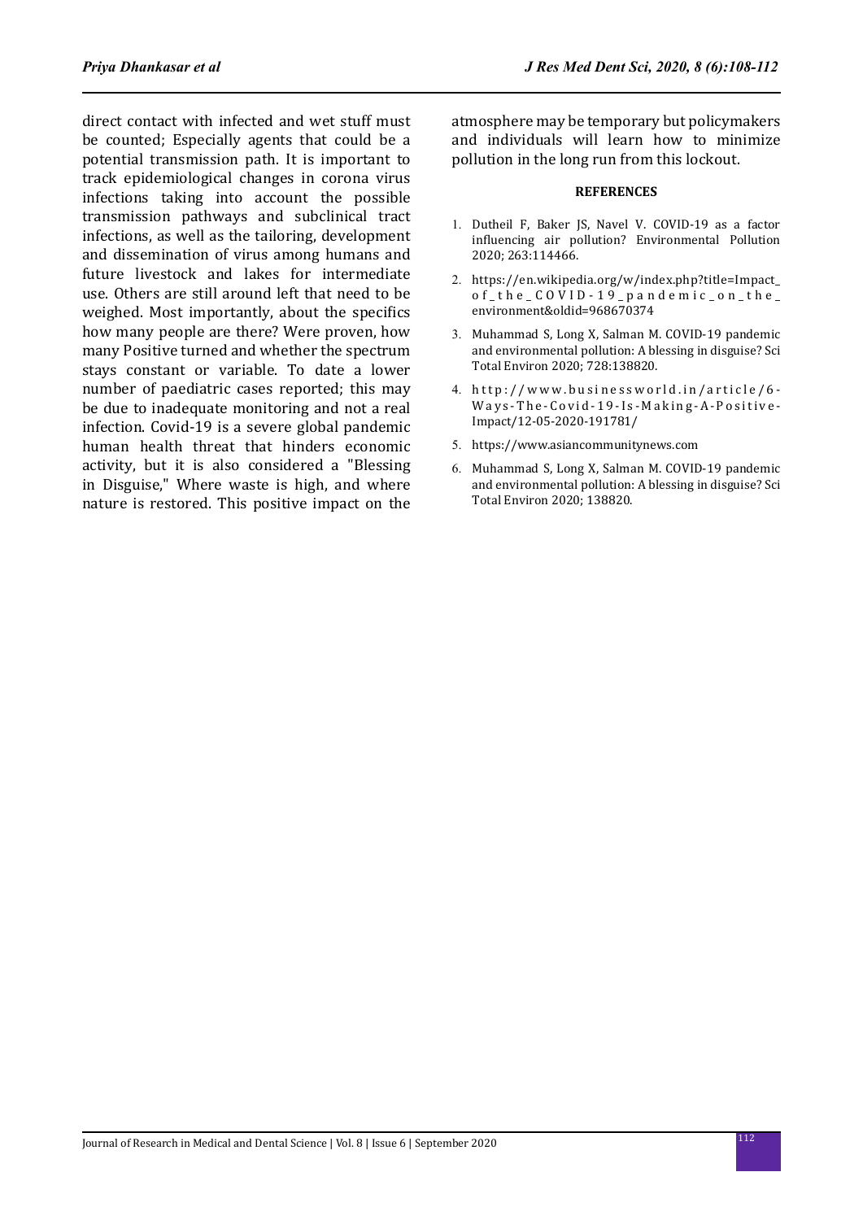direct contact with infected and wet stuff must be counted; Especially agents that could be a potential transmission path. It is important to track epidemiological changes in corona virus infections taking into account the possible transmission pathways and subclinical tract infections, as well as the tailoring, development and dissemination of virus among humans and future livestock and lakes for intermediate use. Others are still around left that need to be weighed. Most importantly, about the specifics how many people are there? Were proven, how many Positive turned and whether the spectrum stays constant or variable. To date a lower number of paediatric cases reported; this may be due to inadequate monitoring and not a real infection. Covid-19 is a severe global pandemic human health threat that hinders economic activity, but it is also considered a "Blessing in Disguise," Where waste is high, and where nature is restored. This positive impact on the atmosphere may be temporary but policymakers and individuals will learn how to minimize pollution in the long run from this lockout.

## REFERENCES

1. Dutheil F, Baker JS, Navel V. COVID-19 as a factor influencing air pollution? Environmental Pollution 2020; 263:114466.
2. https://en.wikipedia.org/w/index.php?title=Impact_of_the_COVID-19_pandemic_on_the_environment&oldid=968670374
3. Muhammad S, Long X, Salman M. COVID-19 pandemic and environmental pollution: A blessing in disguise? Sci Total Environ 2020; 728:138820.
4. http://www.businessworld.in/article/6-Ways-The-Covid-19-Is-Making-A-Positive-Impact/12-05-2020-191781/
5. https://www.asiancommunitynews.com
6. Muhammad S, Long X, Salman M. COVID-19 pandemic and environmental pollution: A blessing in disguise? Sci Total Environ 2020; 138820.